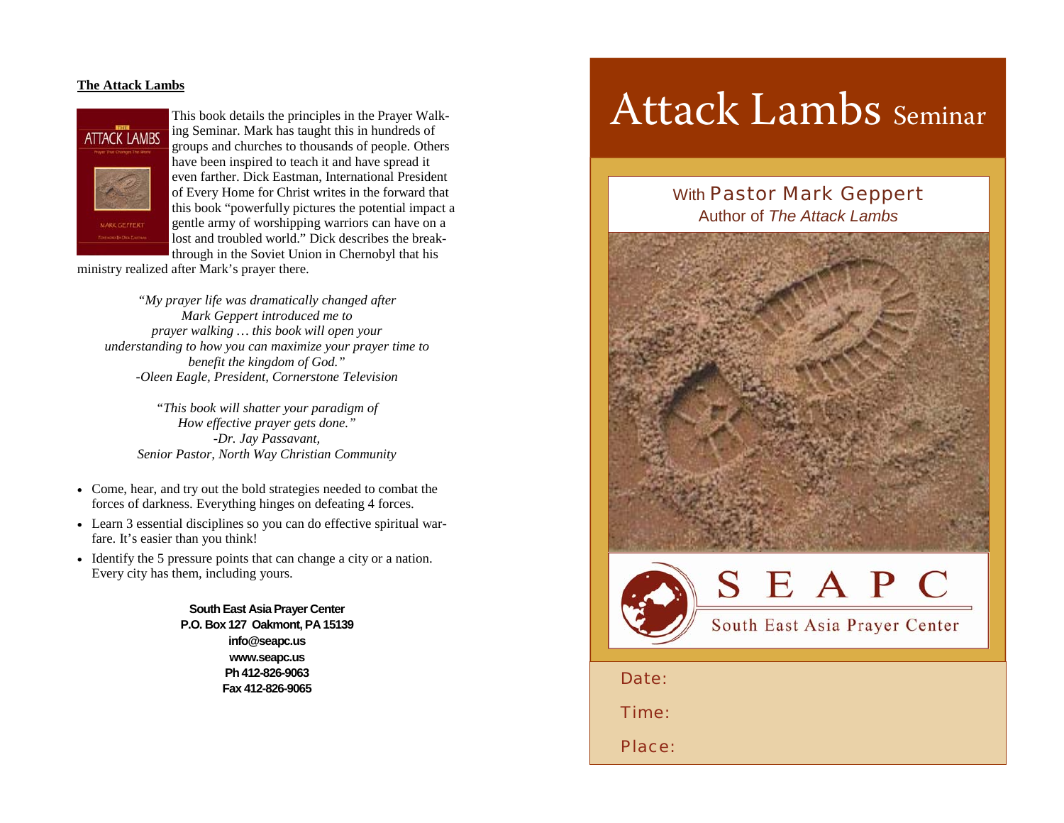**The Attack Lambs**

This book details the principles in the Prayer Walking Seminar. Mark has taught this in hundreds of groups and churches to thousands of people. Others have been inspired to teach it and have spread it even farther. Dick Eastman, International President of Every Home for Christ writes in the forward that this book "powerfully pictures the potential impact a gentle army of worshipping warriors can have on a lost and troubled world." Dick describes the breakthrough in the Soviet Union in Chernobyl that his ministry realized after Mark's prayer there.

*"My prayer life was dramatically changed after Mark Geppert introduced me to prayer walking … this book will open your understanding to how you can maximize your prayer time to benefit the kingdom of God."*
*-Oleen Eagle, President, Cornerstone Television*

*"This book will shatter your paradigm of How effective prayer gets done."*
*-Dr. Jay Passavant,*
*Senior Pastor, North Way Christian Community*

- Come, hear, and try out the bold strategies needed to combat the forces of darkness. Everything hinges on defeating 4 forces.
- Learn 3 essential disciplines so you can do effective spiritual warfare. It's easier than you think!
- Identify the 5 pressure points that can change a city or a nation. Every city has them, including yours.

**South East Asia Prayer Center**
**P.O. Box 127 Oakmont, PA 15139**
**info@seapc.us**
**www.seapc.us**
**Ph 412-826-9063**
**Fax 412-826-9065**

# Attack Lambs Seminar

With Pastor Mark Geppert
Author of *The Attack Lambs*

SEAPC
South East Asia Prayer Center

Date:

Time:

Place: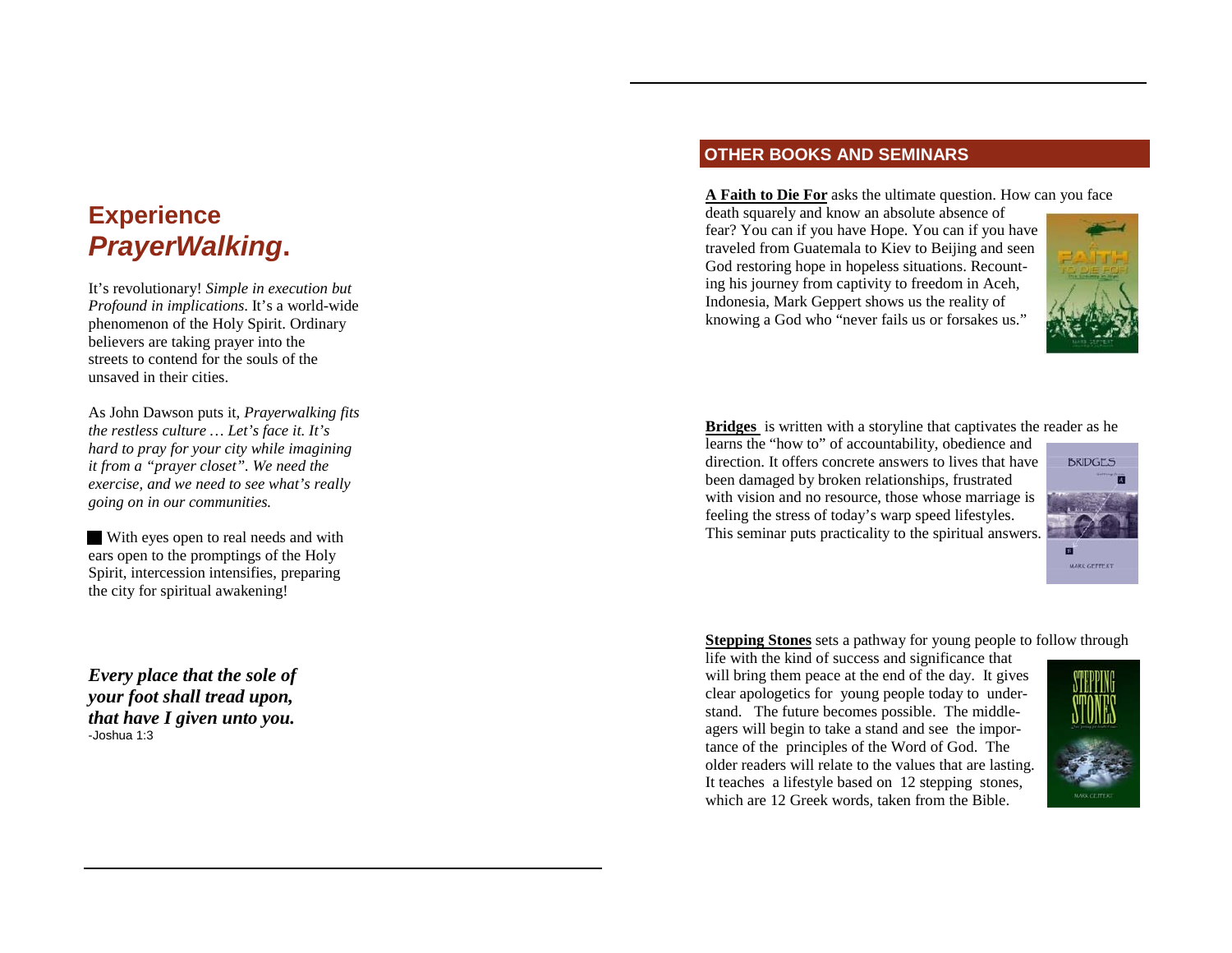## Experience *PrayerWalking*.

It's revolutionary! *Simple in execution but Profound in implications*. It's a world-wide phenomenon of the Holy Spirit. Ordinary believers are taking prayer into the streets to contend for the souls of the unsaved in their cities.

As John Dawson puts it, *Prayerwalking fits the restless culture … Let's face it. It's hard to pray for your city while imagining it from a "prayer closet". We need the exercise, and we need to see what's really going on in our communities.*

With eyes open to real needs and with ears open to the promptings of the Holy Spirit, intercession intensifies, preparing the city for spiritual awakening!

***Every place that the sole of your foot shall tread upon, that have I given unto you.***
-Joshua 1:3

## OTHER BOOKS AND SEMINARS

**A Faith to Die For** asks the ultimate question. How can you face death squarely and know an absolute absence of fear? You can if you have Hope. You can if you have traveled from Guatemala to Kiev to Beijing and seen God restoring hope in hopeless situations. Recounting his journey from captivity to freedom in Aceh, Indonesia, Mark Geppert shows us the reality of knowing a God who "never fails us or forsakes us."

**Bridges** is written with a storyline that captivates the reader as he learns the "how to" of accountability, obedience and direction. It offers concrete answers to lives that have been damaged by broken relationships, frustrated with vision and no resource, those whose marriage is feeling the stress of today's warp speed lifestyles. This seminar puts practicality to the spiritual answers.

**Stepping Stones** sets a pathway for young people to follow through life with the kind of success and significance that will bring them peace at the end of the day. It gives clear apologetics for young people today to understand. The future becomes possible. The middle-agers will begin to take a stand and see the importance of the principles of the Word of God. The older readers will relate to the values that are lasting. It teaches a lifestyle based on 12 stepping stones, which are 12 Greek words, taken from the Bible.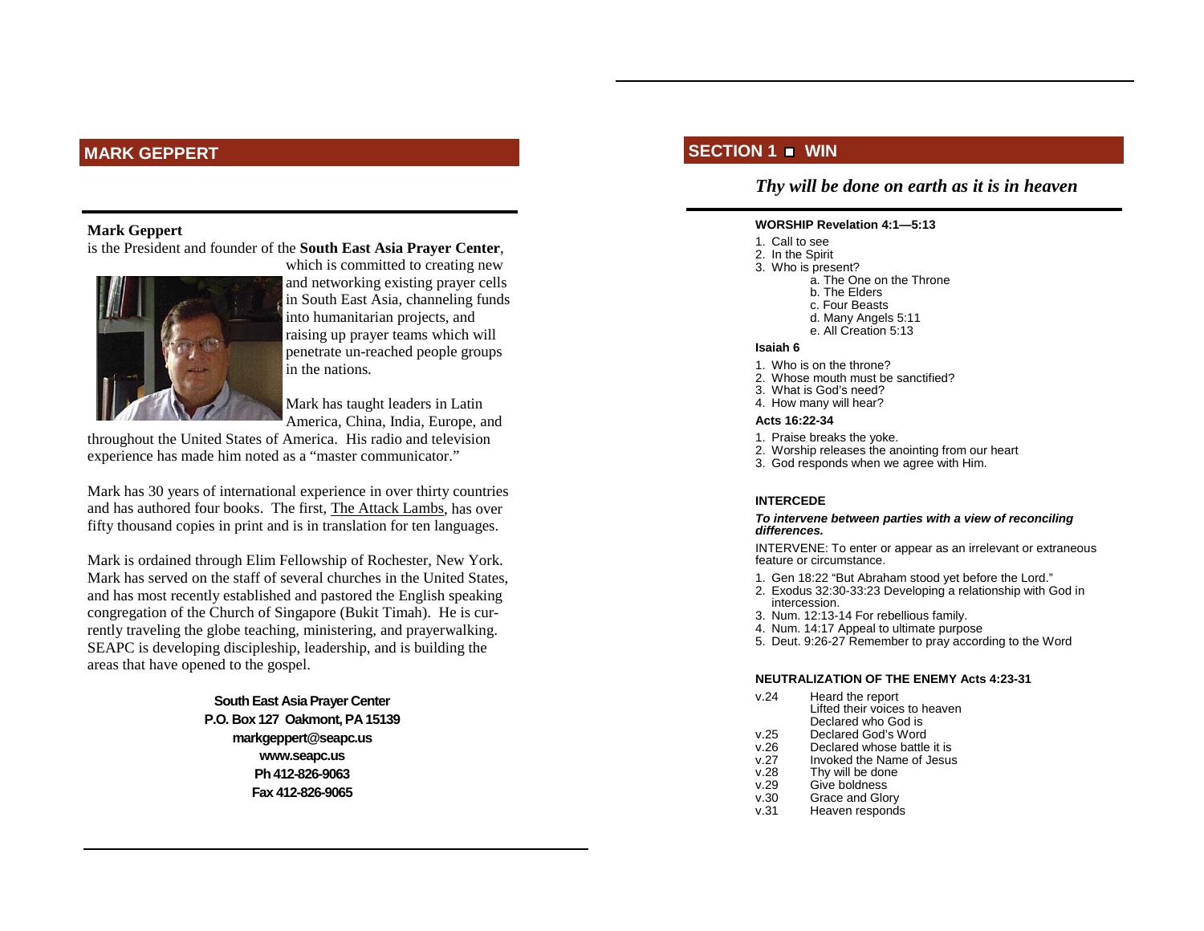## MARK GEPPERT

**Mark Geppert** is the President and founder of the **South East Asia Prayer Center**, which is committed to creating new and networking existing prayer cells in South East Asia, channeling funds into humanitarian projects, and raising up prayer teams which will penetrate un-reached people groups in the nations.

Mark has taught leaders in Latin America, China, India, Europe, and throughout the United States of America. His radio and television experience has made him noted as a "master communicator."

Mark has 30 years of international experience in over thirty countries and has authored four books. The first, The Attack Lambs, has over fifty thousand copies in print and is in translation for ten languages.

Mark is ordained through Elim Fellowship of Rochester, New York. Mark has served on the staff of several churches in the United States, and has most recently established and pastored the English speaking congregation of the Church of Singapore (Bukit Timah). He is currently traveling the globe teaching, ministering, and prayerwalking. SEAPC is developing discipleship, leadership, and is building the areas that have opened to the gospel.

**South East Asia Prayer Center**
**P.O. Box 127 Oakmont, PA 15139**
**markgeppert@seapc.us**
**www.seapc.us**
**Ph 412-826-9063**
**Fax 412-826-9065**

## SECTION 1 ▪ WIN

***Thy will be done on earth as it is in heaven***

**WORSHIP Revelation 4:1—5:13**

1. Call to see
2. In the Spirit
3. Who is present?
   a. The One on the Throne
   b. The Elders
   c. Four Beasts
   d. Many Angels 5:11
   e. All Creation 5:13

**Isaiah 6**

1. Who is on the throne?
2. Whose mouth must be sanctified?
3. What is God's need?
4. How many will hear?

**Acts 16:22-34**

1. Praise breaks the yoke.
2. Worship releases the anointing from our heart
3. God responds when we agree with Him.

**INTERCEDE**

***To intervene between parties with a view of reconciling differences.***

INTERVENE: To enter or appear as an irrelevant or extraneous feature or circumstance.

1. Gen 18:22 "But Abraham stood yet before the Lord."
2. Exodus 32:30-33:23 Developing a relationship with God in intercession.
3. Num. 12:13-14 For rebellious family.
4. Num. 14:17 Appeal to ultimate purpose
5. Deut. 9:26-27 Remember to pray according to the Word

**NEUTRALIZATION OF THE ENEMY Acts 4:23-31**

v.24 Heard the report
Lifted their voices to heaven
Declared who God is
v.25 Declared God's Word
v.26 Declared whose battle it is
v.27 Invoked the Name of Jesus
v.28 Thy will be done
v.29 Give boldness
v.30 Grace and Glory
v.31 Heaven responds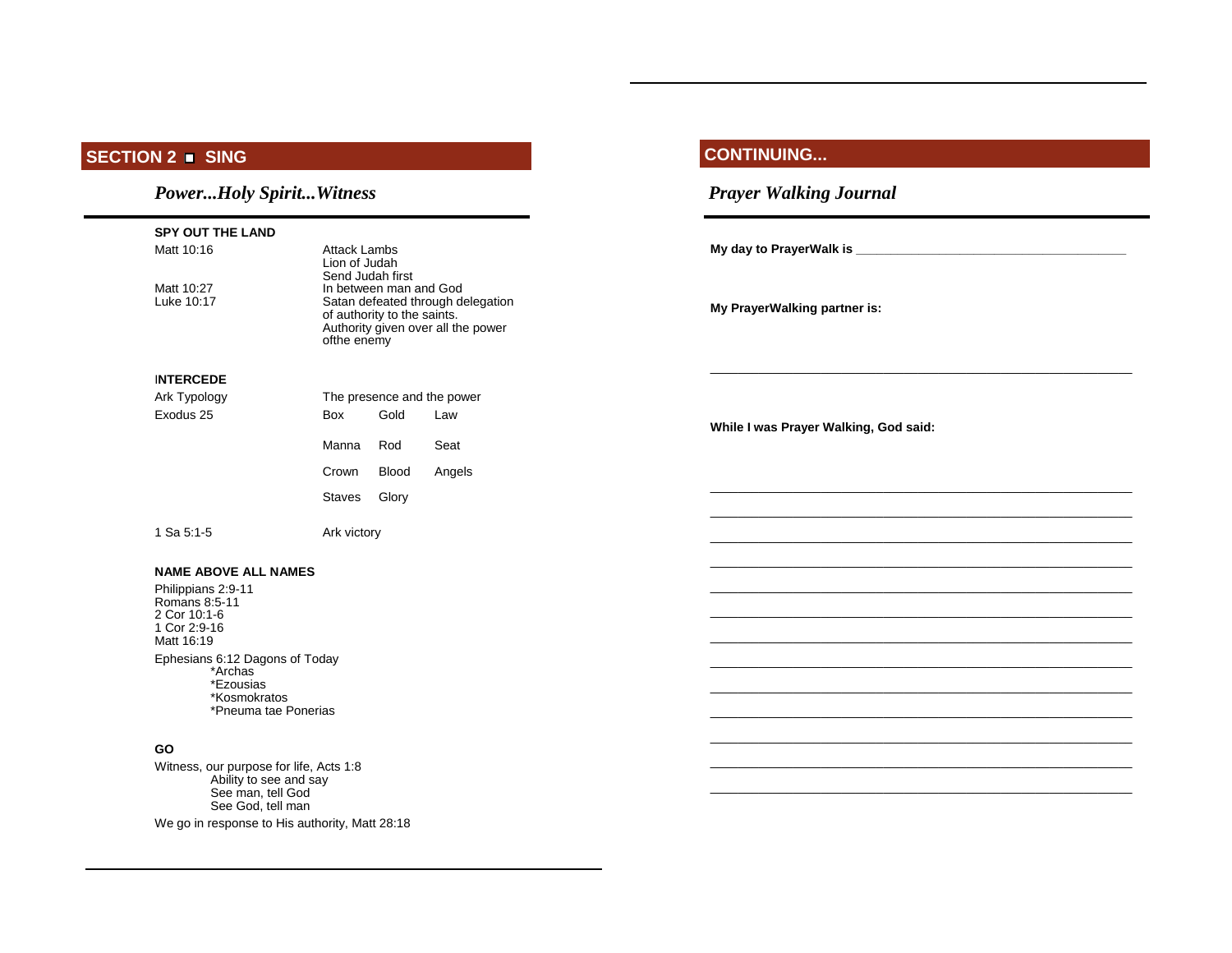## SECTION 2 ■ SING

### *Power...Holy Spirit...Witness*

**SPY OUT THE LAND**

| | |
|---|---|
| Matt 10:16 | Attack Lambs<br>Lion of Judah<br>Send Judah first |
| Matt 10:27 | In between man and God |
| Luke 10:17 | Satan defeated through delegation of authority to the saints.<br>Authority given over all the power ofthe enemy |

**INTERCEDE**

| | | | |
|---|---|---|---|
| Ark Typology | The presence and the power | | |
| Exodus 25 | Box | Gold | Law |
| | Manna | Rod | Seat |
| | Crown | Blood | Angels |
| | Staves | Glory | |
| 1 Sa 5:1-5 | Ark victory | | |

**NAME ABOVE ALL NAMES**

Philippians 2:9-11
Romans 8:5-11
2 Cor 10:1-6
1 Cor 2:9-16
Matt 16:19

Ephesians 6:12 Dagons of Today
- *Archas
- *Ezousias
- *Kosmokratos
- *Pneuma tae Ponerias

**GO**

Witness, our purpose for life, Acts 1:8
- Ability to see and say
- See man, tell God
- See God, tell man

We go in response to His authority, Matt 28:18

## CONTINUING...

### *Prayer Walking Journal*

**My day to PrayerWalk is** ______________________________________

**My PrayerWalking partner is:**

______________________________________________________________

**While I was Prayer Walking, God said:**

______________________________________________________________
______________________________________________________________
______________________________________________________________
______________________________________________________________
______________________________________________________________
______________________________________________________________
______________________________________________________________
______________________________________________________________
______________________________________________________________
______________________________________________________________
______________________________________________________________
______________________________________________________________
______________________________________________________________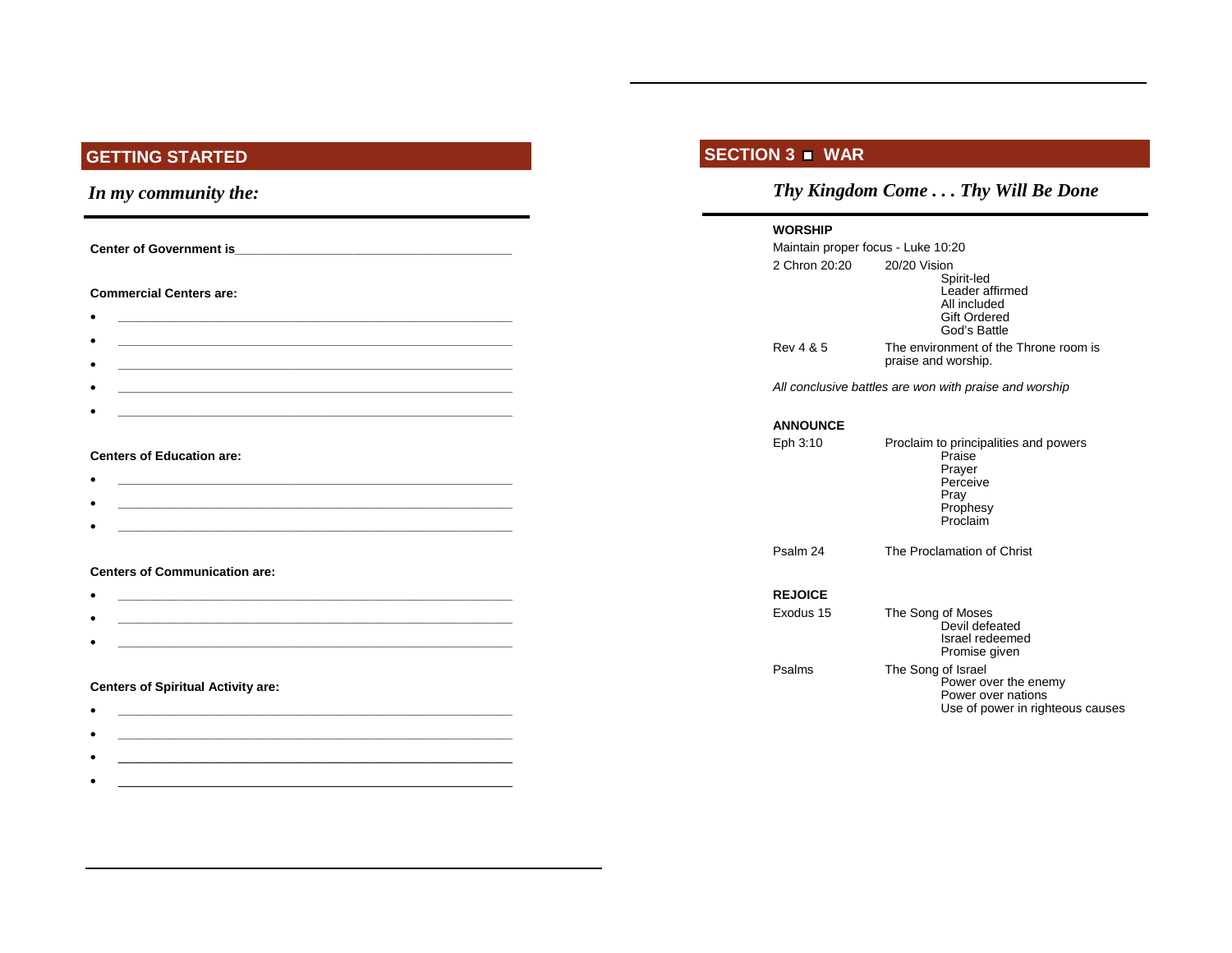## GETTING STARTED

*In my community the:*

**Center of Government is**\_\_\_\_\_\_\_\_\_\_\_\_\_\_\_\_\_\_\_\_\_\_\_\_\_\_\_\_\_\_\_\_\_\_\_\_\_\_\_\_

**Commercial Centers are:**

- \_\_\_\_\_\_\_\_\_\_\_\_\_\_\_\_\_\_\_\_\_\_\_\_\_\_\_\_\_\_\_\_\_\_\_\_\_\_\_\_\_\_\_\_
- \_\_\_\_\_\_\_\_\_\_\_\_\_\_\_\_\_\_\_\_\_\_\_\_\_\_\_\_\_\_\_\_\_\_\_\_\_\_\_\_\_\_\_\_
- \_\_\_\_\_\_\_\_\_\_\_\_\_\_\_\_\_\_\_\_\_\_\_\_\_\_\_\_\_\_\_\_\_\_\_\_\_\_\_\_\_\_\_\_
- \_\_\_\_\_\_\_\_\_\_\_\_\_\_\_\_\_\_\_\_\_\_\_\_\_\_\_\_\_\_\_\_\_\_\_\_\_\_\_\_\_\_\_\_
- \_\_\_\_\_\_\_\_\_\_\_\_\_\_\_\_\_\_\_\_\_\_\_\_\_\_\_\_\_\_\_\_\_\_\_\_\_\_\_\_\_\_\_\_

**Centers of Education are:**

- \_\_\_\_\_\_\_\_\_\_\_\_\_\_\_\_\_\_\_\_\_\_\_\_\_\_\_\_\_\_\_\_\_\_\_\_\_\_\_\_\_\_\_\_
- \_\_\_\_\_\_\_\_\_\_\_\_\_\_\_\_\_\_\_\_\_\_\_\_\_\_\_\_\_\_\_\_\_\_\_\_\_\_\_\_\_\_\_\_
- \_\_\_\_\_\_\_\_\_\_\_\_\_\_\_\_\_\_\_\_\_\_\_\_\_\_\_\_\_\_\_\_\_\_\_\_\_\_\_\_\_\_\_\_

**Centers of Communication are:**

- \_\_\_\_\_\_\_\_\_\_\_\_\_\_\_\_\_\_\_\_\_\_\_\_\_\_\_\_\_\_\_\_\_\_\_\_\_\_\_\_\_\_\_\_
- \_\_\_\_\_\_\_\_\_\_\_\_\_\_\_\_\_\_\_\_\_\_\_\_\_\_\_\_\_\_\_\_\_\_\_\_\_\_\_\_\_\_\_\_
- \_\_\_\_\_\_\_\_\_\_\_\_\_\_\_\_\_\_\_\_\_\_\_\_\_\_\_\_\_\_\_\_\_\_\_\_\_\_\_\_\_\_\_\_

**Centers of Spiritual Activity are:**

- \_\_\_\_\_\_\_\_\_\_\_\_\_\_\_\_\_\_\_\_\_\_\_\_\_\_\_\_\_\_\_\_\_\_\_\_\_\_\_\_\_\_\_\_
- \_\_\_\_\_\_\_\_\_\_\_\_\_\_\_\_\_\_\_\_\_\_\_\_\_\_\_\_\_\_\_\_\_\_\_\_\_\_\_\_\_\_\_\_
- \_\_\_\_\_\_\_\_\_\_\_\_\_\_\_\_\_\_\_\_\_\_\_\_\_\_\_\_\_\_\_\_\_\_\_\_\_\_\_\_\_\_\_\_
- \_\_\_\_\_\_\_\_\_\_\_\_\_\_\_\_\_\_\_\_\_\_\_\_\_\_\_\_\_\_\_\_\_\_\_\_\_\_\_\_\_\_\_\_

## SECTION 3 ▪ WAR

*Thy Kingdom Come . . . Thy Will Be Done*

**WORSHIP**

Maintain proper focus - Luke 10:20

2 Chron 20:20 — 20/20 Vision
- Spirit-led
- Leader affirmed
- All included
- Gift Ordered
- God's Battle

Rev 4 & 5 — The environment of the Throne room is praise and worship.

*All conclusive battles are won with praise and worship*

**ANNOUNCE**

Eph 3:10 — Proclaim to principalities and powers
- Praise
- Prayer
- Perceive
- Pray
- Prophesy
- Proclaim

Psalm 24 — The Proclamation of Christ

**REJOICE**

Exodus 15 — The Song of Moses
- Devil defeated
- Israel redeemed
- Promise given

Psalms — The Song of Israel
- Power over the enemy
- Power over nations
- Use of power in righteous causes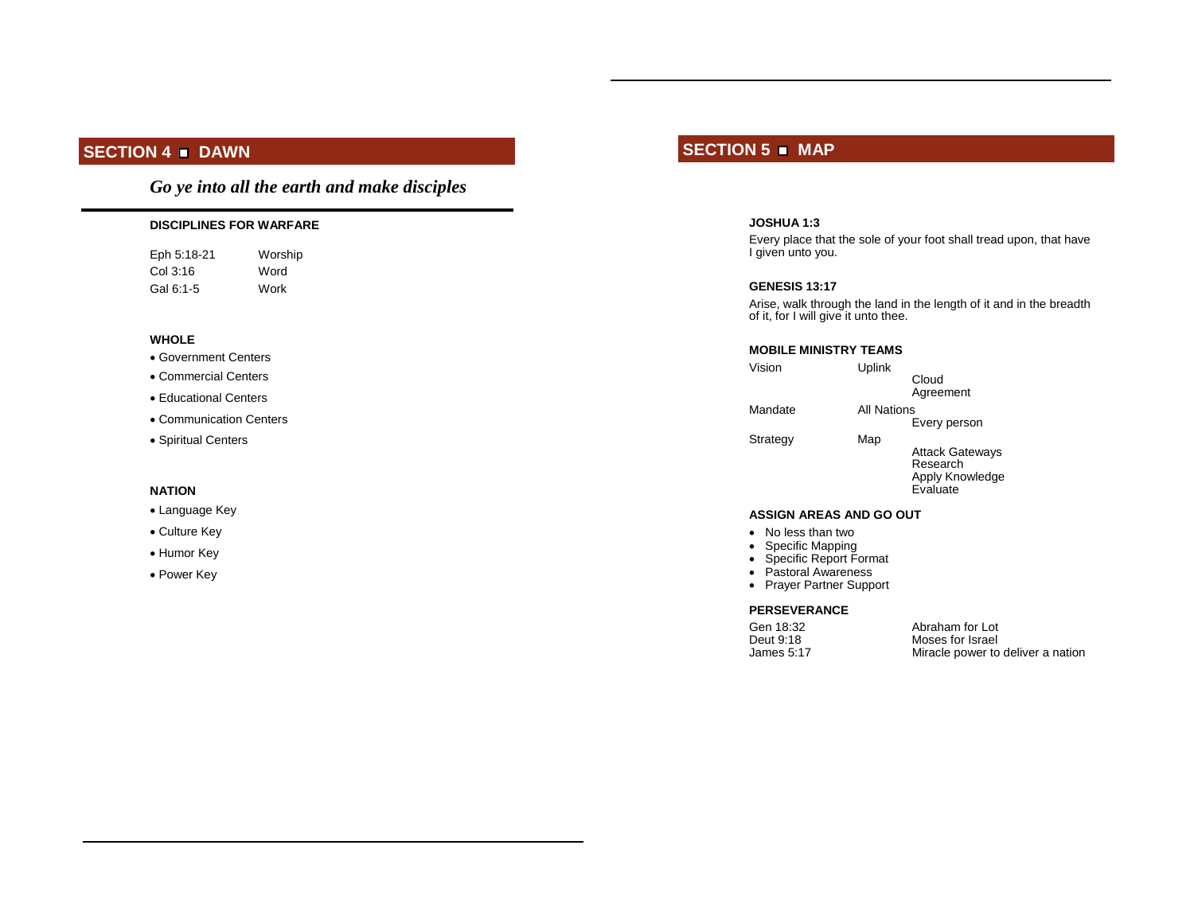## SECTION 4 ■ DAWN

*Go ye into all the earth and make disciples*

**DISCIPLINES FOR WARFARE**

| | |
|---|---|
| Eph 5:18-21 | Worship |
| Col 3:16 | Word |
| Gal 6:1-5 | Work |

**WHOLE**

- Government Centers
- Commercial Centers
- Educational Centers
- Communication Centers
- Spiritual Centers

**NATION**

- Language Key
- Culture Key
- Humor Key
- Power Key

## SECTION 5 ■ MAP

**JOSHUA 1:3**

Every place that the sole of your foot shall tread upon, that have I given unto you.

**GENESIS 13:17**

Arise, walk through the land in the length of it and in the breadth of it, for I will give it unto thee.

**MOBILE MINISTRY TEAMS**

| | | |
|---|---|---|
| Vision | Uplink | |
| | | Cloud |
| | | Agreement |
| Mandate | All Nations | |
| | | Every person |
| Strategy | Map | |
| | | Attack Gateways |
| | | Research |
| | | Apply Knowledge |
| | | Evaluate |

**ASSIGN AREAS AND GO OUT**

- No less than two
- Specific Mapping
- Specific Report Format
- Pastoral Awareness
- Prayer Partner Support

**PERSEVERANCE**

| | |
|---|---|
| Gen 18:32 | Abraham for Lot |
| Deut 9:18 | Moses for Israel |
| James 5:17 | Miracle power to deliver a nation |